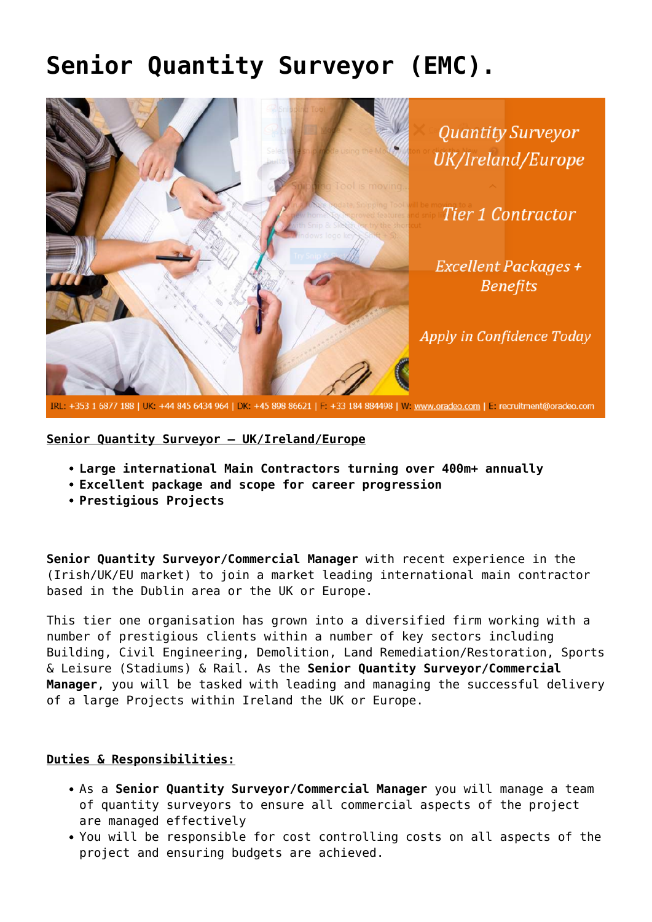# Senior Quantity Surveyor (EMC).

Quantity Surveyor UK/Ireland/Europe

Tier 1 Contractor

Excellent Packages + Benefits

Apply in Confidence Today

IRL: +353 1 6877 188 | UK: +44 845 6434 964 | DK: +45 898 86621 | F: +33 184 884498 | W: www.oradeo.com | E: recruitment@oradeo.com

**Senior Quantity Surveyor – UK/Ireland/Europe**

- **Large international Main Contractors turning over 400m+ annually**
- **Excellent package and scope for career progression**
- **Prestigious Projects**

**Senior Quantity Surveyor/Commercial Manager** with recent experience in the (Irish/UK/EU market) to join a market leading international main contractor based in the Dublin area or the UK or Europe.

This tier one organisation has grown into a diversified firm working with a number of prestigious clients within a number of key sectors including Building, Civil Engineering, Demolition, Land Remediation/Restoration, Sports & Leisure (Stadiums) & Rail. As the **Senior Quantity Surveyor/Commercial Manager**, you will be tasked with leading and managing the successful delivery of a large Projects within Ireland the UK or Europe.

**Duties & Responsibilities:**

- As a **Senior Quantity Surveyor/Commercial Manager** you will manage a team of quantity surveyors to ensure all commercial aspects of the project are managed effectively
- You will be responsible for cost controlling costs on all aspects of the project and ensuring budgets are achieved.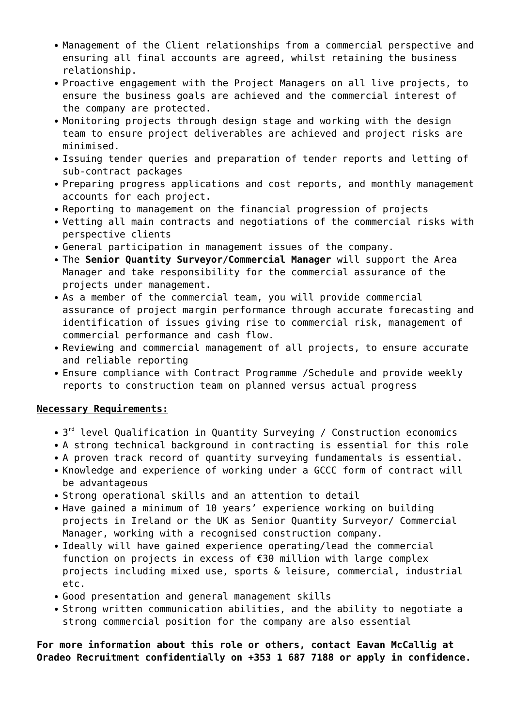- Management of the Client relationships from a commercial perspective and ensuring all final accounts are agreed, whilst retaining the business relationship.
- Proactive engagement with the Project Managers on all live projects, to ensure the business goals are achieved and the commercial interest of the company are protected.
- Monitoring projects through design stage and working with the design team to ensure project deliverables are achieved and project risks are minimised.
- Issuing tender queries and preparation of tender reports and letting of sub-contract packages
- Preparing progress applications and cost reports, and monthly management accounts for each project.
- Reporting to management on the financial progression of projects
- Vetting all main contracts and negotiations of the commercial risks with perspective clients
- General participation in management issues of the company.
- The **Senior Quantity Surveyor/Commercial Manager** will support the Area Manager and take responsibility for the commercial assurance of the projects under management.
- As a member of the commercial team, you will provide commercial assurance of project margin performance through accurate forecasting and identification of issues giving rise to commercial risk, management of commercial performance and cash flow.
- Reviewing and commercial management of all projects, to ensure accurate and reliable reporting
- Ensure compliance with Contract Programme /Schedule and provide weekly reports to construction team on planned versus actual progress

**Necessary Requirements:**

- 3rd level Qualification in Quantity Surveying / Construction economics
- A strong technical background in contracting is essential for this role
- A proven track record of quantity surveying fundamentals is essential.
- Knowledge and experience of working under a GCCC form of contract will be advantageous
- Strong operational skills and an attention to detail
- Have gained a minimum of 10 years' experience working on building projects in Ireland or the UK as Senior Quantity Surveyor/ Commercial Manager, working with a recognised construction company.
- Ideally will have gained experience operating/lead the commercial function on projects in excess of €30 million with large complex projects including mixed use, sports & leisure, commercial, industrial etc.
- Good presentation and general management skills
- Strong written communication abilities, and the ability to negotiate a strong commercial position for the company are also essential

**For more information about this role or others, contact Eavan McCallig at Oradeo Recruitment confidentially on +353 1 687 7188 or apply in confidence.**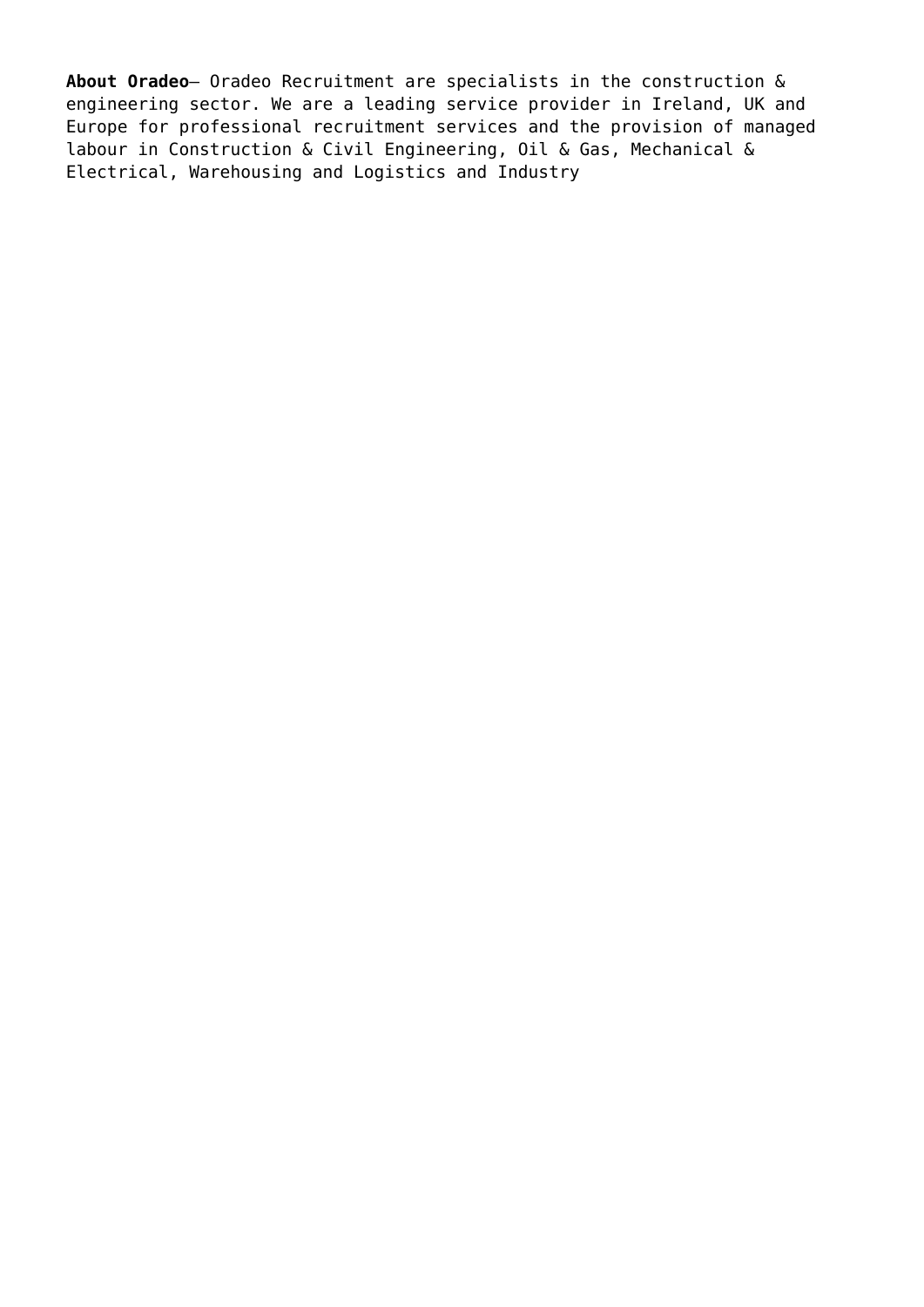**About Oradeo**– Oradeo Recruitment are specialists in the construction & engineering sector. We are a leading service provider in Ireland, UK and Europe for professional recruitment services and the provision of managed labour in Construction & Civil Engineering, Oil & Gas, Mechanical & Electrical, Warehousing and Logistics and Industry